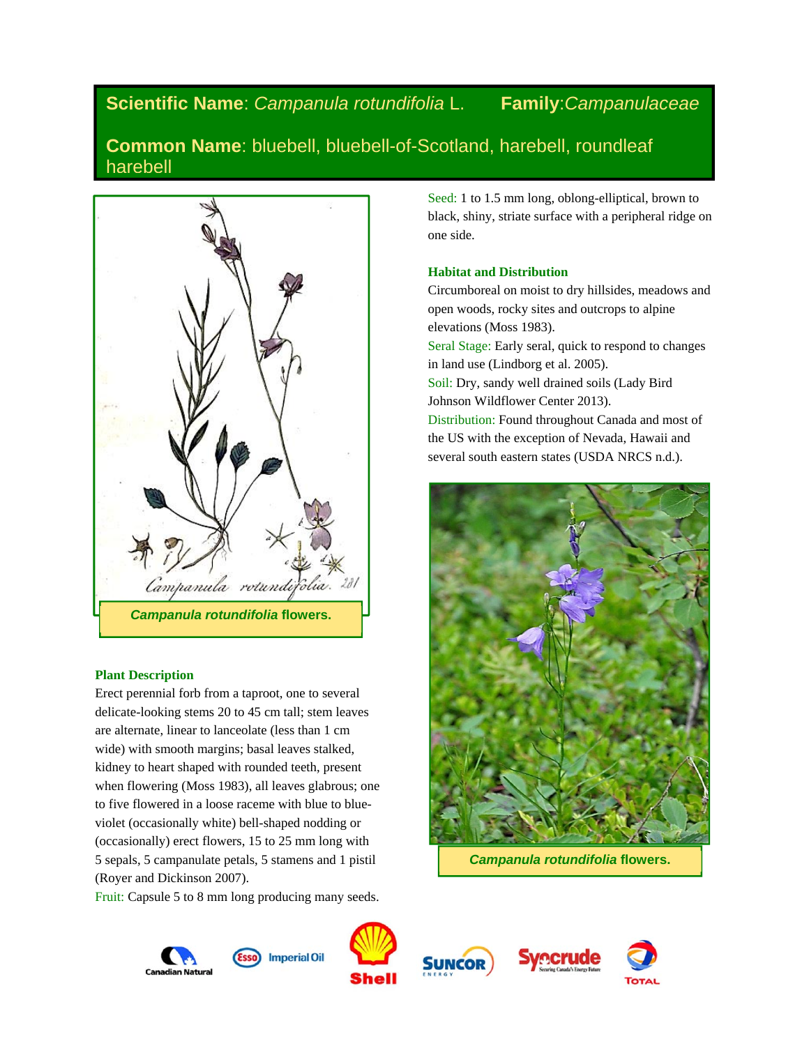**Scientific Name**: *Campanula rotundifolia* L. **Family**: *Campanulaceae*

**Common Name**: bluebell, bluebell-of-Scotland, harebell, roundleaf harebell

*Campanula rotundifolia* flowers.

### Plant Description

Erect perennial forb from a taproot, one to several delicate-looking stems 20 to 45 cm tall; stem leaves are alternate, linear to lanceolate (less than 1 cm wide) with smooth margins; basal leaves stalked, kidney to heart shaped with rounded teeth, present when flowering (Moss 1983), all leaves glabrous; one to five flowered in a loose raceme with blue to blue-violet (occasionally white) bell-shaped nodding or (occasionally) erect flowers, 15 to 25 mm long with 5 sepals, 5 campanulate petals, 5 stamens and 1 pistil (Royer and Dickinson 2007).

Fruit: Capsule 5 to 8 mm long producing many seeds.

Seed: 1 to 1.5 mm long, oblong-elliptical, brown to black, shiny, striate surface with a peripheral ridge on one side.

### Habitat and Distribution

Circumboreal on moist to dry hillsides, meadows and open woods, rocky sites and outcrops to alpine elevations (Moss 1983).

Seral Stage: Early seral, quick to respond to changes in land use (Lindborg et al. 2005).

Soil: Dry, sandy well drained soils (Lady Bird Johnson Wildflower Center 2013).

Distribution: Found throughout Canada and most of the US with the exception of Nevada, Hawaii and several south eastern states (USDA NRCS n.d.).

*Campanula rotundifolia* flowers.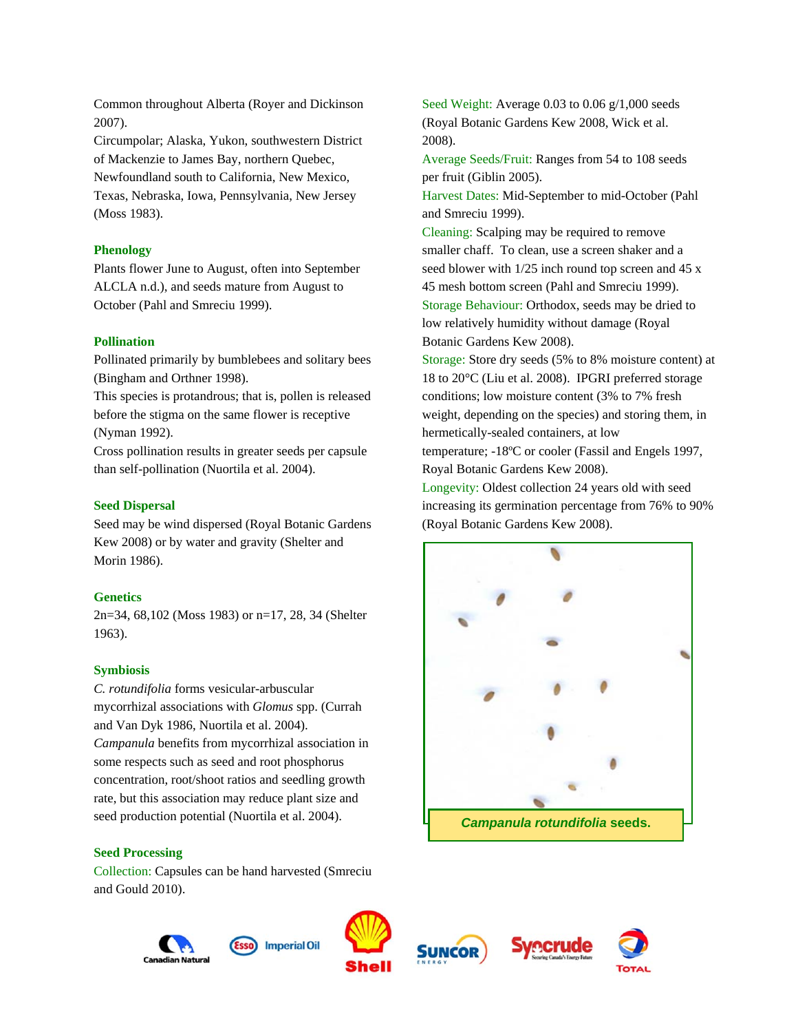Common throughout Alberta (Royer and Dickinson 2007).
Circumpolar; Alaska, Yukon, southwestern District of Mackenzie to James Bay, northern Quebec, Newfoundland south to California, New Mexico, Texas, Nebraska, Iowa, Pennsylvania, New Jersey (Moss 1983).

### Phenology

Plants flower June to August, often into September ALCLA n.d.), and seeds mature from August to October (Pahl and Smreciu 1999).

### Pollination

Pollinated primarily by bumblebees and solitary bees (Bingham and Orthner 1998).
This species is protandrous; that is, pollen is released before the stigma on the same flower is receptive (Nyman 1992).
Cross pollination results in greater seeds per capsule than self-pollination (Nuortila et al. 2004).

### Seed Dispersal

Seed may be wind dispersed (Royal Botanic Gardens Kew 2008) or by water and gravity (Shelter and Morin 1986).

### Genetics

2n=34, 68,102 (Moss 1983) or n=17, 28, 34 (Shelter 1963).

### Symbiosis

*C. rotundifolia* forms vesicular-arbuscular mycorrhizal associations with *Glomus* spp. (Currah and Van Dyk 1986, Nuortila et al. 2004).
*Campanula* benefits from mycorrhizal association in some respects such as seed and root phosphorus concentration, root/shoot ratios and seedling growth rate, but this association may reduce plant size and seed production potential (Nuortila et al. 2004).

### Seed Processing

Collection: Capsules can be hand harvested (Smreciu and Gould 2010).
Seed Weight: Average 0.03 to 0.06 g/1,000 seeds (Royal Botanic Gardens Kew 2008, Wick et al. 2008).
Average Seeds/Fruit: Ranges from 54 to 108 seeds per fruit (Giblin 2005).
Harvest Dates: Mid-September to mid-October (Pahl and Smreciu 1999).
Cleaning: Scalping may be required to remove smaller chaff. To clean, use a screen shaker and a seed blower with 1/25 inch round top screen and 45 x 45 mesh bottom screen (Pahl and Smreciu 1999).
Storage Behaviour: Orthodox, seeds may be dried to low relatively humidity without damage (Royal Botanic Gardens Kew 2008).
Storage: Store dry seeds (5% to 8% moisture content) at 18 to 20°C (Liu et al. 2008). IPGRI preferred storage conditions; low moisture content (3% to 7% fresh weight, depending on the species) and storing them, in hermetically-sealed containers, at low temperature; -18ºC or cooler (Fassil and Engels 1997, Royal Botanic Gardens Kew 2008).
Longevity: Oldest collection 24 years old with seed increasing its germination percentage from 76% to 90% (Royal Botanic Gardens Kew 2008).

***Campanula rotundifolia* seeds.**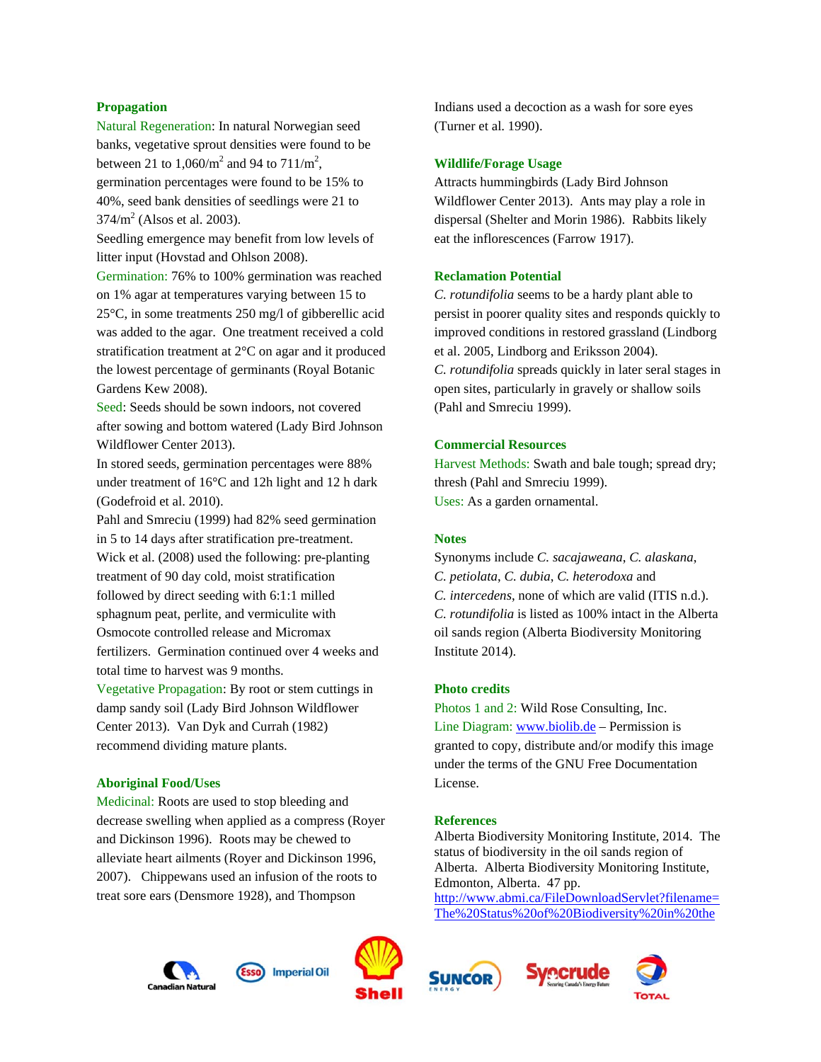## Propagation

Natural Regeneration: In natural Norwegian seed banks, vegetative sprout densities were found to be between 21 to 1,060/$m^2$ and 94 to 711/$m^2$, germination percentages were found to be 15% to 40%, seed bank densities of seedlings were 21 to 374/$m^2$ (Alsos et al. 2003).

Seedling emergence may benefit from low levels of litter input (Hovstad and Ohlson 2008).

Germination: 76% to 100% germination was reached on 1% agar at temperatures varying between 15 to 25°C, in some treatments 250 mg/l of gibberellic acid was added to the agar. One treatment received a cold stratification treatment at 2°C on agar and it produced the lowest percentage of germinants (Royal Botanic Gardens Kew 2008).

Seed: Seeds should be sown indoors, not covered after sowing and bottom watered (Lady Bird Johnson Wildflower Center 2013).

In stored seeds, germination percentages were 88% under treatment of 16°C and 12h light and 12 h dark (Godefroid et al. 2010).

Pahl and Smreciu (1999) had 82% seed germination in 5 to 14 days after stratification pre-treatment.

Wick et al. (2008) used the following: pre-planting treatment of 90 day cold, moist stratification followed by direct seeding with 6:1:1 milled sphagnum peat, perlite, and vermiculite with Osmocote controlled release and Micromax fertilizers. Germination continued over 4 weeks and total time to harvest was 9 months.

Vegetative Propagation: By root or stem cuttings in damp sandy soil (Lady Bird Johnson Wildflower Center 2013). Van Dyk and Currah (1982) recommend dividing mature plants.

## Aboriginal Food/Uses

Medicinal: Roots are used to stop bleeding and decrease swelling when applied as a compress (Royer and Dickinson 1996). Roots may be chewed to alleviate heart ailments (Royer and Dickinson 1996, 2007). Chippewans used an infusion of the roots to treat sore ears (Densmore 1928), and Thompson Indians used a decoction as a wash for sore eyes (Turner et al. 1990).

## Wildlife/Forage Usage

Attracts hummingbirds (Lady Bird Johnson Wildflower Center 2013). Ants may play a role in dispersal (Shelter and Morin 1986). Rabbits likely eat the inflorescences (Farrow 1917).

## Reclamation Potential

*C. rotundifolia* seems to be a hardy plant able to persist in poorer quality sites and responds quickly to improved conditions in restored grassland (Lindborg et al. 2005, Lindborg and Eriksson 2004).

*C. rotundifolia* spreads quickly in later seral stages in open sites, particularly in gravely or shallow soils (Pahl and Smreciu 1999).

## Commercial Resources

Harvest Methods: Swath and bale tough; spread dry; thresh (Pahl and Smreciu 1999).

Uses: As a garden ornamental.

## Notes

Synonyms include *C. sacajaweana*, *C. alaskana*, *C. petiolata*, *C. dubia*, *C. heterodoxa* and *C. intercedens*, none of which are valid (ITIS n.d.).

*C. rotundifolia* is listed as 100% intact in the Alberta oil sands region (Alberta Biodiversity Monitoring Institute 2014).

## Photo credits

Photos 1 and 2: Wild Rose Consulting, Inc.

Line Diagram: www.biolib.de – Permission is granted to copy, distribute and/or modify this image under the terms of the GNU Free Documentation License.

## References

Alberta Biodiversity Monitoring Institute, 2014. The status of biodiversity in the oil sands region of Alberta. Alberta Biodiversity Monitoring Institute, Edmonton, Alberta. 47 pp. http://www.abmi.ca/FileDownloadServlet?filename=The%20Status%20of%20Biodiversity%20in%20the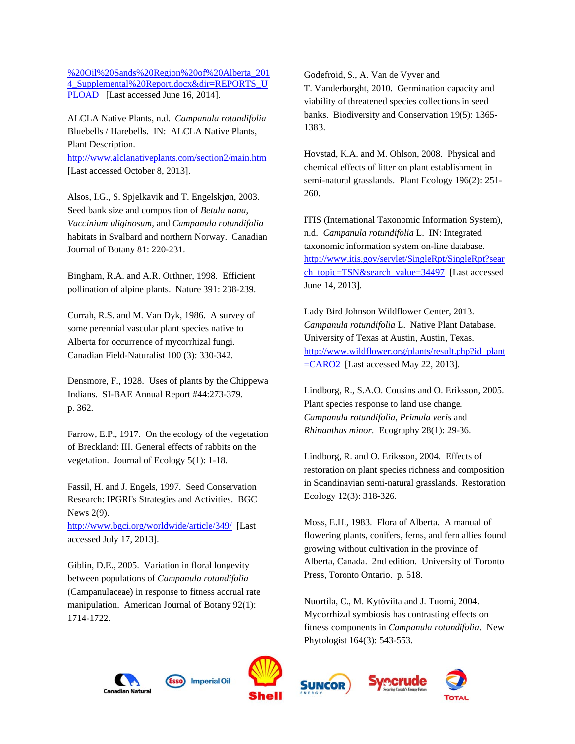%20Oil%20Sands%20Region%20of%20Alberta_2014_Supplemental%20Report.docx&dir=REPORTS_UPLOAD [Last accessed June 16, 2014].

ALCLA Native Plants, n.d. *Campanula rotundifolia* Bluebells / Harebells. IN: ALCLA Native Plants, Plant Description. http://www.alclanativeplants.com/section2/main.htm [Last accessed October 8, 2013].

Alsos, I.G., S. Spjelkavik and T. Engelskjøn, 2003. Seed bank size and composition of *Betula nana*, *Vaccinium uliginosum*, and *Campanula rotundifolia* habitats in Svalbard and northern Norway. Canadian Journal of Botany 81: 220-231.

Bingham, R.A. and A.R. Orthner, 1998. Efficient pollination of alpine plants. Nature 391: 238-239.

Currah, R.S. and M. Van Dyk, 1986. A survey of some perennial vascular plant species native to Alberta for occurrence of mycorrhizal fungi. Canadian Field-Naturalist 100 (3): 330-342.

Densmore, F., 1928. Uses of plants by the Chippewa Indians. SI-BAE Annual Report #44:273-379. p. 362.

Farrow, E.P., 1917. On the ecology of the vegetation of Breckland: III. General effects of rabbits on the vegetation. Journal of Ecology 5(1): 1-18.

Fassil, H. and J. Engels, 1997. Seed Conservation Research: IPGRI's Strategies and Activities. BGC News 2(9). http://www.bgci.org/worldwide/article/349/ [Last accessed July 17, 2013].

Giblin, D.E., 2005. Variation in floral longevity between populations of *Campanula rotundifolia* (Campanulaceae) in response to fitness accrual rate manipulation. American Journal of Botany 92(1): 1714-1722.

Godefroid, S., A. Van de Vyver and T. Vanderborght, 2010. Germination capacity and viability of threatened species collections in seed banks. Biodiversity and Conservation 19(5): 1365-1383.

Hovstad, K.A. and M. Ohlson, 2008. Physical and chemical effects of litter on plant establishment in semi-natural grasslands. Plant Ecology 196(2): 251-260.

ITIS (International Taxonomic Information System), n.d. *Campanula rotundifolia* L. IN: Integrated taxonomic information system on-line database. http://www.itis.gov/servlet/SingleRpt/SingleRpt?search_topic=TSN&search_value=34497 [Last accessed June 14, 2013].

Lady Bird Johnson Wildflower Center, 2013. *Campanula rotundifolia* L. Native Plant Database. University of Texas at Austin, Austin, Texas. http://www.wildflower.org/plants/result.php?id_plant=CARO2 [Last accessed May 22, 2013].

Lindborg, R., S.A.O. Cousins and O. Eriksson, 2005. Plant species response to land use change. *Campanula rotundifolia, Primula veris* and *Rhinanthus minor*. Ecography 28(1): 29-36.

Lindborg, R. and O. Eriksson, 2004. Effects of restoration on plant species richness and composition in Scandinavian semi-natural grasslands. Restoration Ecology 12(3): 318-326.

Moss, E.H., 1983. Flora of Alberta. A manual of flowering plants, conifers, ferns, and fern allies found growing without cultivation in the province of Alberta, Canada. 2nd edition. University of Toronto Press, Toronto Ontario. p. 518.

Nuortila, C., M. Kytöviita and J. Tuomi, 2004. Mycorrhizal symbiosis has contrasting effects on fitness components in *Campanula rotundifolia*. New Phytologist 164(3): 543-553.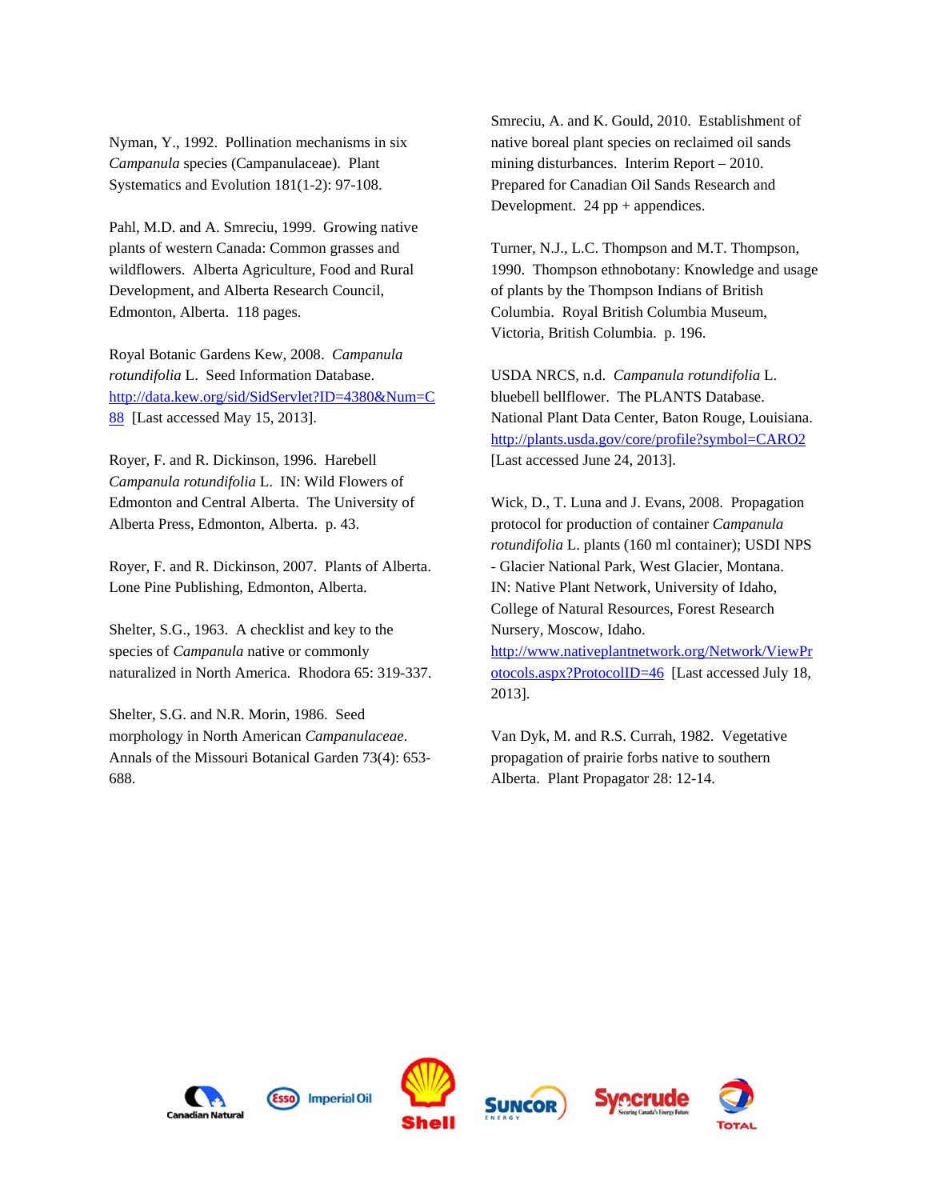Nyman, Y., 1992. Pollination mechanisms in six *Campanula* species (Campanulaceae). Plant Systematics and Evolution 181(1-2): 97-108.

Pahl, M.D. and A. Smreciu, 1999. Growing native plants of western Canada: Common grasses and wildflowers. Alberta Agriculture, Food and Rural Development, and Alberta Research Council, Edmonton, Alberta. 118 pages.

Royal Botanic Gardens Kew, 2008. *Campanula rotundifolia* L. Seed Information Database. http://data.kew.org/sid/SidServlet?ID=4380&Num=C88 [Last accessed May 15, 2013].

Royer, F. and R. Dickinson, 1996. Harebell *Campanula rotundifolia* L. IN: Wild Flowers of Edmonton and Central Alberta. The University of Alberta Press, Edmonton, Alberta. p. 43.

Royer, F. and R. Dickinson, 2007. Plants of Alberta. Lone Pine Publishing, Edmonton, Alberta.

Shelter, S.G., 1963. A checklist and key to the species of *Campanula* native or commonly naturalized in North America. Rhodora 65: 319-337.

Shelter, S.G. and N.R. Morin, 1986. Seed morphology in North American *Campanulaceae*. Annals of the Missouri Botanical Garden 73(4): 653-688.

Smreciu, A. and K. Gould, 2010. Establishment of native boreal plant species on reclaimed oil sands mining disturbances. Interim Report – 2010. Prepared for Canadian Oil Sands Research and Development. 24 pp + appendices.

Turner, N.J., L.C. Thompson and M.T. Thompson, 1990. Thompson ethnobotany: Knowledge and usage of plants by the Thompson Indians of British Columbia. Royal British Columbia Museum, Victoria, British Columbia. p. 196.

USDA NRCS, n.d. *Campanula rotundifolia* L. bluebell bellflower. The PLANTS Database. National Plant Data Center, Baton Rouge, Louisiana. http://plants.usda.gov/core/profile?symbol=CARO2 [Last accessed June 24, 2013].

Wick, D., T. Luna and J. Evans, 2008. Propagation protocol for production of container *Campanula rotundifolia* L. plants (160 ml container); USDI NPS - Glacier National Park, West Glacier, Montana. IN: Native Plant Network, University of Idaho, College of Natural Resources, Forest Research Nursery, Moscow, Idaho. http://www.nativeplantnetwork.org/Network/ViewProtocols.aspx?ProtocolID=46 [Last accessed July 18, 2013].

Van Dyk, M. and R.S. Currah, 1982. Vegetative propagation of prairie forbs native to southern Alberta. Plant Propagator 28: 12-14.